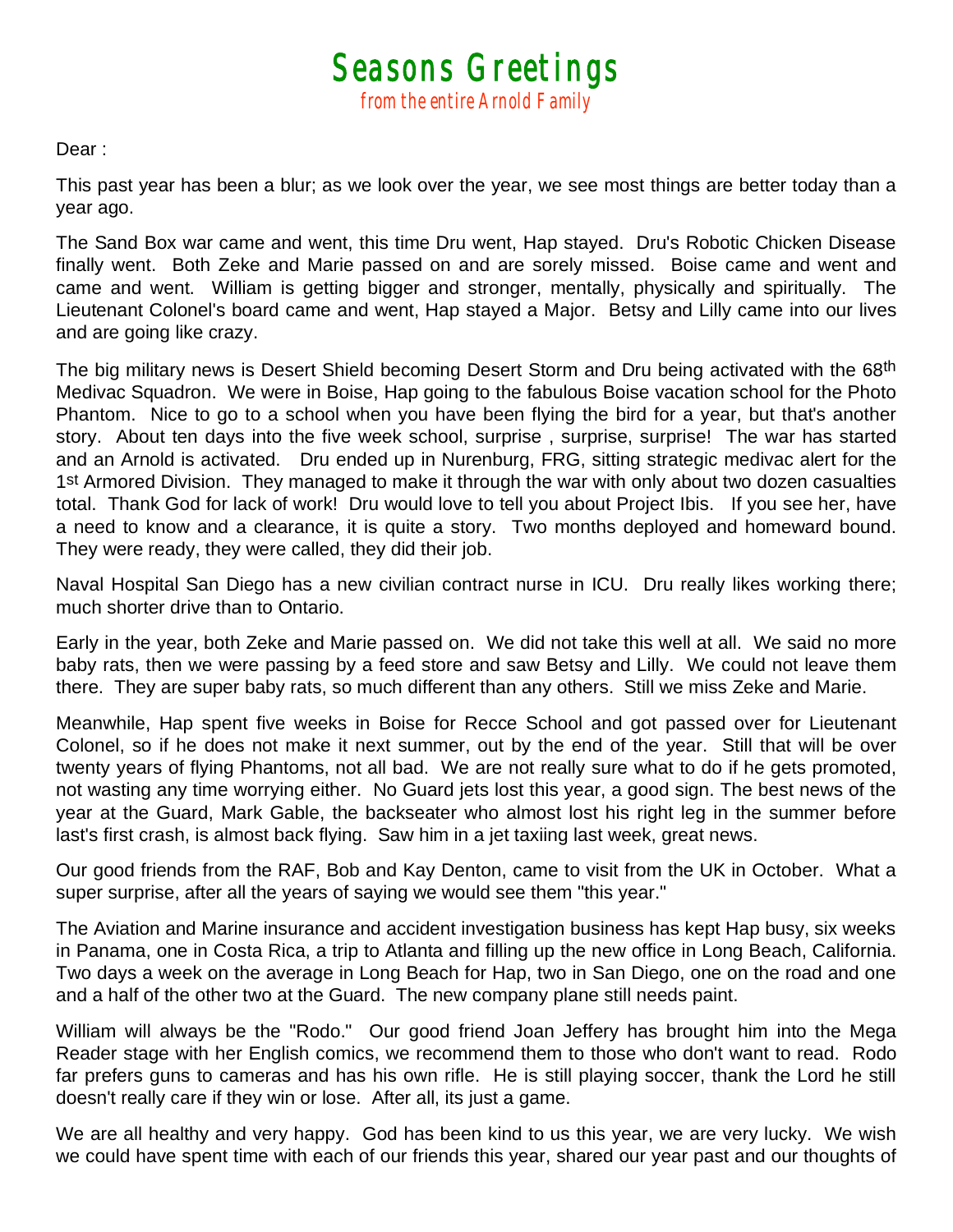# Seasons Greetings

from the entire Arnold Family

Dear :

This past year has been a blur; as we look over the year, we see most things are better today than a year ago.

The Sand Box war came and went, this time Dru went, Hap stayed. Dru's Robotic Chicken Disease finally went. Both Zeke and Marie passed on and are sorely missed. Boise came and went and came and went. William is getting bigger and stronger, mentally, physically and spiritually. The Lieutenant Colonel's board came and went, Hap stayed a Major. Betsy and Lilly came into our lives and are going like crazy.

The big military news is Desert Shield becoming Desert Storm and Dru being activated with the 68th Medivac Squadron. We were in Boise, Hap going to the fabulous Boise vacation school for the Photo Phantom. Nice to go to a school when you have been flying the bird for a year, but that's another story. About ten days into the five week school, surprise , surprise, surprise! The war has started and an Arnold is activated. Dru ended up in Nurenburg, FRG, sitting strategic medivac alert for the 1st Armored Division. They managed to make it through the war with only about two dozen casualties total. Thank God for lack of work! Dru would love to tell you about Project Ibis. If you see her, have a need to know and a clearance, it is quite a story. Two months deployed and homeward bound. They were ready, they were called, they did their job.

Naval Hospital San Diego has a new civilian contract nurse in ICU. Dru really likes working there; much shorter drive than to Ontario.

Early in the year, both Zeke and Marie passed on. We did not take this well at all. We said no more baby rats, then we were passing by a feed store and saw Betsy and Lilly. We could not leave them there. They are super baby rats, so much different than any others. Still we miss Zeke and Marie.

Meanwhile, Hap spent five weeks in Boise for Recce School and got passed over for Lieutenant Colonel, so if he does not make it next summer, out by the end of the year. Still that will be over twenty years of flying Phantoms, not all bad. We are not really sure what to do if he gets promoted, not wasting any time worrying either. No Guard jets lost this year, a good sign. The best news of the year at the Guard, Mark Gable, the backseater who almost lost his right leg in the summer before last's first crash, is almost back flying. Saw him in a jet taxiing last week, great news.

Our good friends from the RAF, Bob and Kay Denton, came to visit from the UK in October. What a super surprise, after all the years of saying we would see them "this year."

The Aviation and Marine insurance and accident investigation business has kept Hap busy, six weeks in Panama, one in Costa Rica, a trip to Atlanta and filling up the new office in Long Beach, California. Two days a week on the average in Long Beach for Hap, two in San Diego, one on the road and one and a half of the other two at the Guard. The new company plane still needs paint.

William will always be the "Rodo." Our good friend Joan Jeffery has brought him into the Mega Reader stage with her English comics, we recommend them to those who don't want to read. Rodo far prefers guns to cameras and has his own rifle. He is still playing soccer, thank the Lord he still doesn't really care if they win or lose. After all, its just a game.

We are all healthy and very happy. God has been kind to us this year, we are very lucky. We wish we could have spent time with each of our friends this year, shared our year past and our thoughts of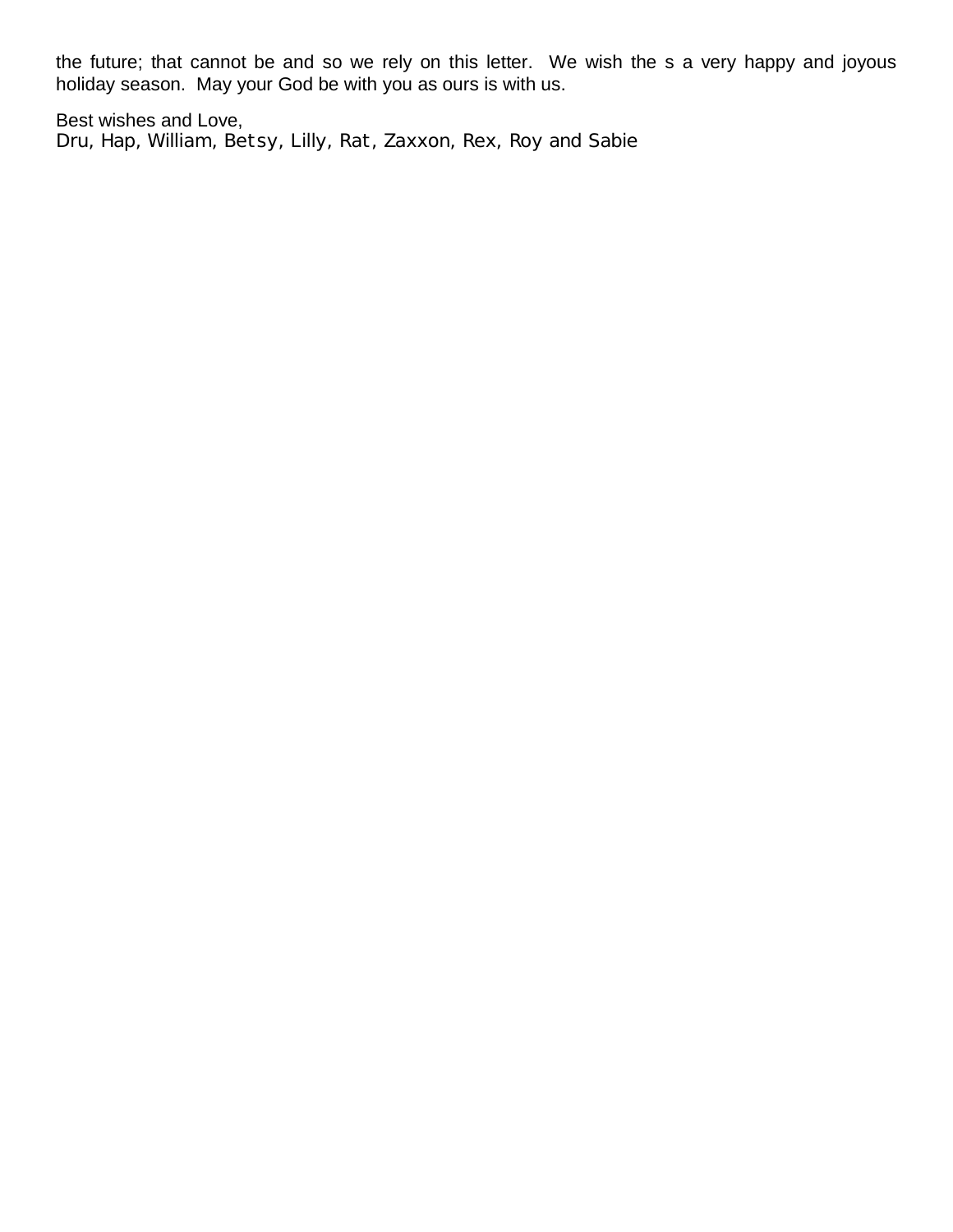the future; that cannot be and so we rely on this letter. We wish the s a very happy and joyous holiday season. May your God be with you as ours is with us.

Best wishes and Love,
Dru, Hap, William, Betsy, Lilly, Rat, Zaxxon, Rex, Roy and Sabie